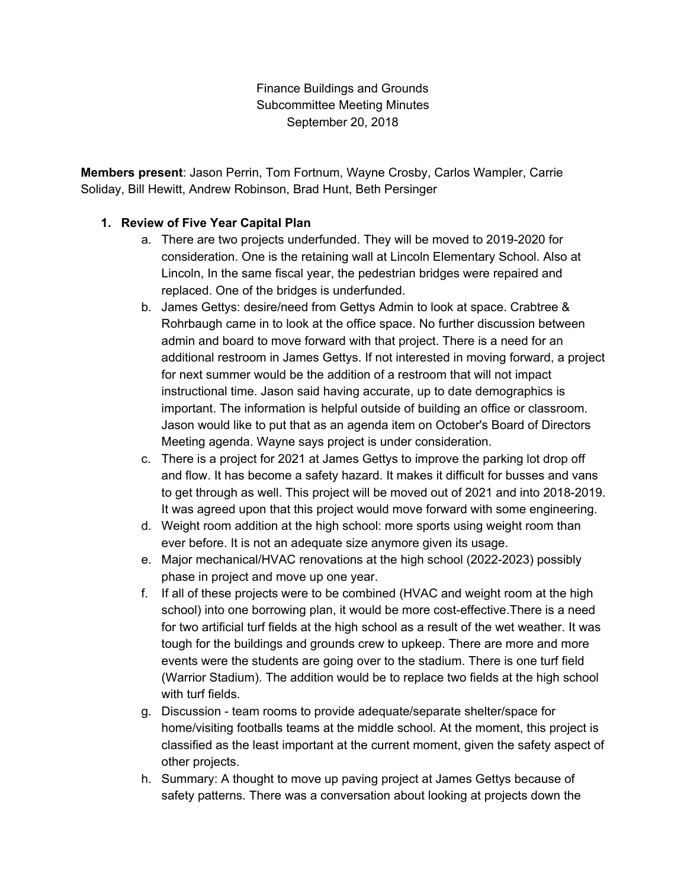Finance Buildings and Grounds
Subcommittee Meeting Minutes
September 20, 2018

**Members present**: Jason Perrin, Tom Fortnum, Wayne Crosby, Carlos Wampler, Carrie Soliday, Bill Hewitt, Andrew Robinson, Brad Hunt, Beth Persinger

1. **Review of Five Year Capital Plan**
    a. There are two projects underfunded. They will be moved to 2019-2020 for consideration. One is the retaining wall at Lincoln Elementary School. Also at Lincoln, In the same fiscal year, the pedestrian bridges were repaired and replaced. One of the bridges is underfunded.
    b. James Gettys: desire/need from Gettys Admin to look at space. Crabtree & Rohrbaugh came in to look at the office space. No further discussion between admin and board to move forward with that project. There is a need for an additional restroom in James Gettys. If not interested in moving forward, a project for next summer would be the addition of a restroom that will not impact instructional time. Jason said having accurate, up to date demographics is important. The information is helpful outside of building an office or classroom. Jason would like to put that as an agenda item on October's Board of Directors Meeting agenda. Wayne says project is under consideration.
    c. There is a project for 2021 at James Gettys to improve the parking lot drop off and flow. It has become a safety hazard. It makes it difficult for busses and vans to get through as well. This project will be moved out of 2021 and into 2018-2019. It was agreed upon that this project would move forward with some engineering.
    d. Weight room addition at the high school: more sports using weight room than ever before. It is not an adequate size anymore given its usage.
    e. Major mechanical/HVAC renovations at the high school (2022-2023) possibly phase in project and move up one year.
    f. If all of these projects were to be combined (HVAC and weight room at the high school) into one borrowing plan, it would be more cost-effective.There is a need for two artificial turf fields at the high school as a result of the wet weather. It was tough for the buildings and grounds crew to upkeep. There are more and more events were the students are going over to the stadium. There is one turf field (Warrior Stadium). The addition would be to replace two fields at the high school with turf fields.
    g. Discussion - team rooms to provide adequate/separate shelter/space for home/visiting footballs teams at the middle school. At the moment, this project is classified as the least important at the current moment, given the safety aspect of other projects.
    h. Summary: A thought to move up paving project at James Gettys because of safety patterns. There was a conversation about looking at projects down the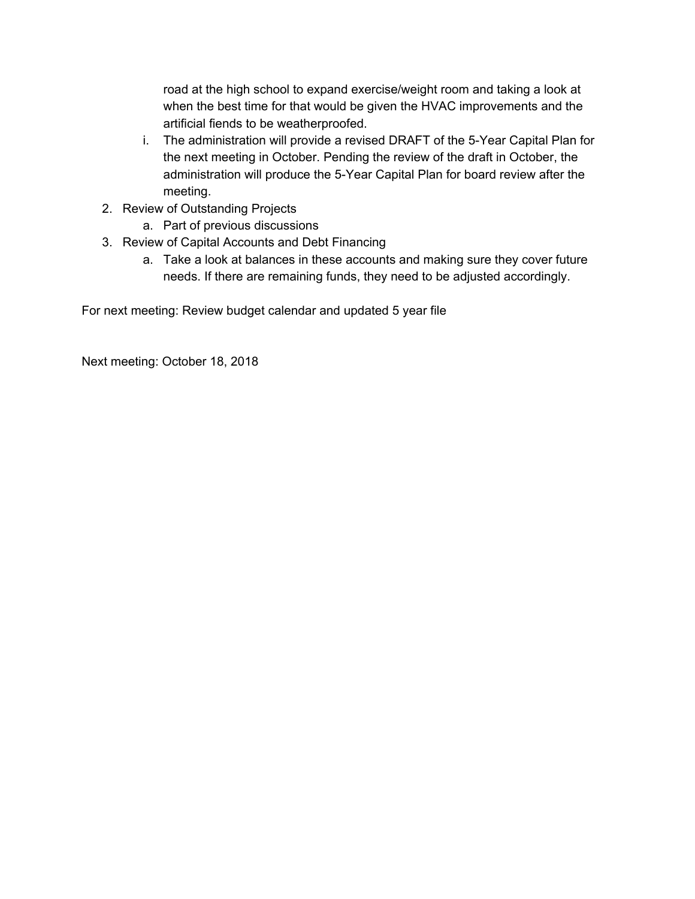road at the high school to expand exercise/weight room and taking a look at when the best time for that would be given the HVAC improvements and the artificial fiends to be weatherproofed.

   i. The administration will provide a revised DRAFT of the 5-Year Capital Plan for the next meeting in October. Pending the review of the draft in October, the administration will produce the 5-Year Capital Plan for board review after the meeting.

2. Review of Outstanding Projects
   a. Part of previous discussions
3. Review of Capital Accounts and Debt Financing
   a. Take a look at balances in these accounts and making sure they cover future needs. If there are remaining funds, they need to be adjusted accordingly.

For next meeting: Review budget calendar and updated 5 year file

Next meeting: October 18, 2018